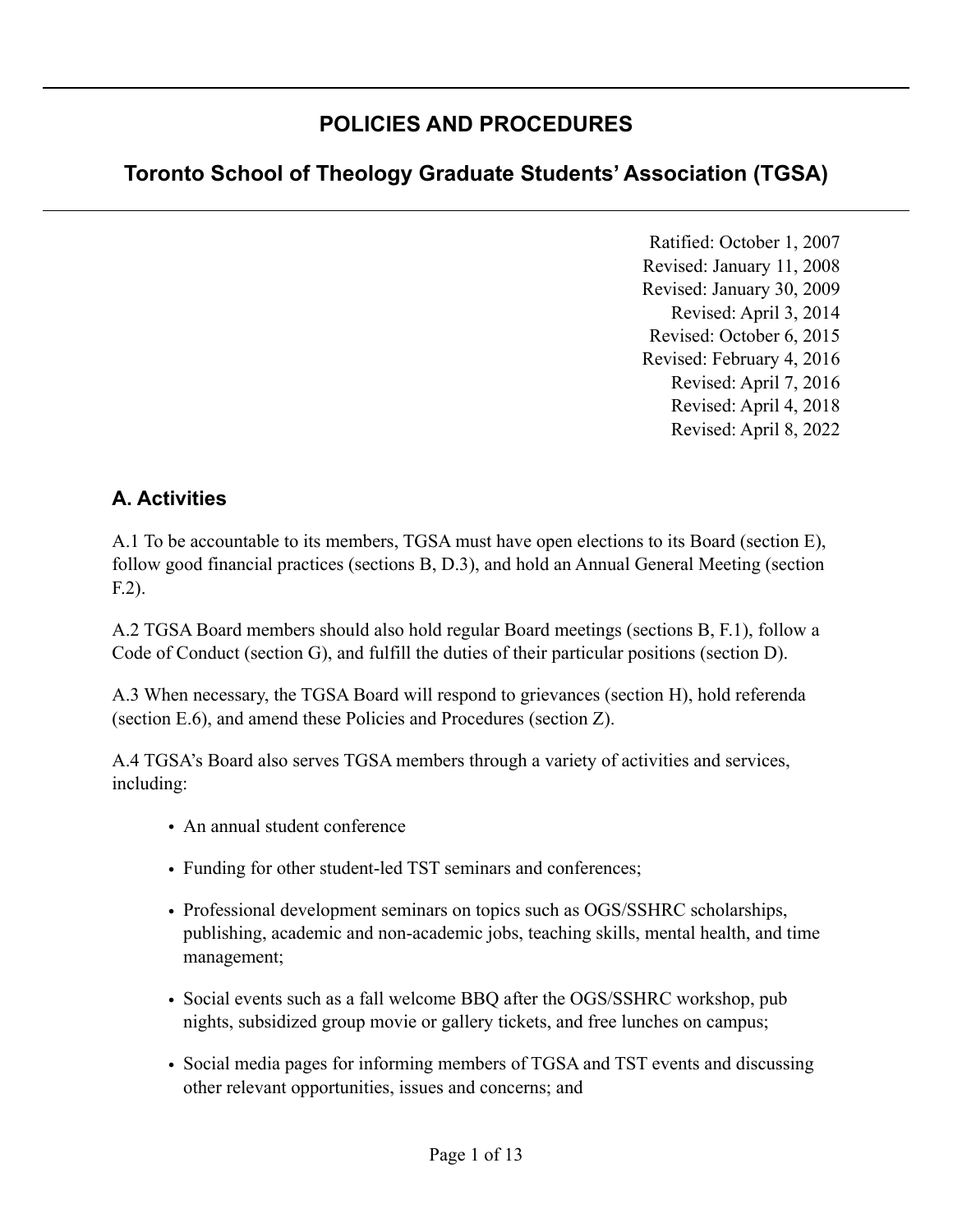# POLICIES AND PROCEDURES

## Toronto School of Theology Graduate Students' Association (TGSA)

Ratified: October 1, 2007
Revised: January 11, 2008
Revised: January 30, 2009
Revised: April 3, 2014
Revised: October 6, 2015
Revised: February 4, 2016
Revised: April 7, 2016
Revised: April 4, 2018
Revised: April 8, 2022

### A. Activities

A.1 To be accountable to its members, TGSA must have open elections to its Board (section E), follow good financial practices (sections B, D.3), and hold an Annual General Meeting (section F.2).

A.2 TGSA Board members should also hold regular Board meetings (sections B, F.1), follow a Code of Conduct (section G), and fulfill the duties of their particular positions (section D).

A.3 When necessary, the TGSA Board will respond to grievances (section H), hold referenda (section E.6), and amend these Policies and Procedures (section Z).

A.4 TGSA's Board also serves TGSA members through a variety of activities and services, including:

- An annual student conference
- Funding for other student-led TST seminars and conferences;
- Professional development seminars on topics such as OGS/SSHRC scholarships, publishing, academic and non-academic jobs, teaching skills, mental health, and time management;
- Social events such as a fall welcome BBQ after the OGS/SSHRC workshop, pub nights, subsidized group movie or gallery tickets, and free lunches on campus;
- Social media pages for informing members of TGSA and TST events and discussing other relevant opportunities, issues and concerns; and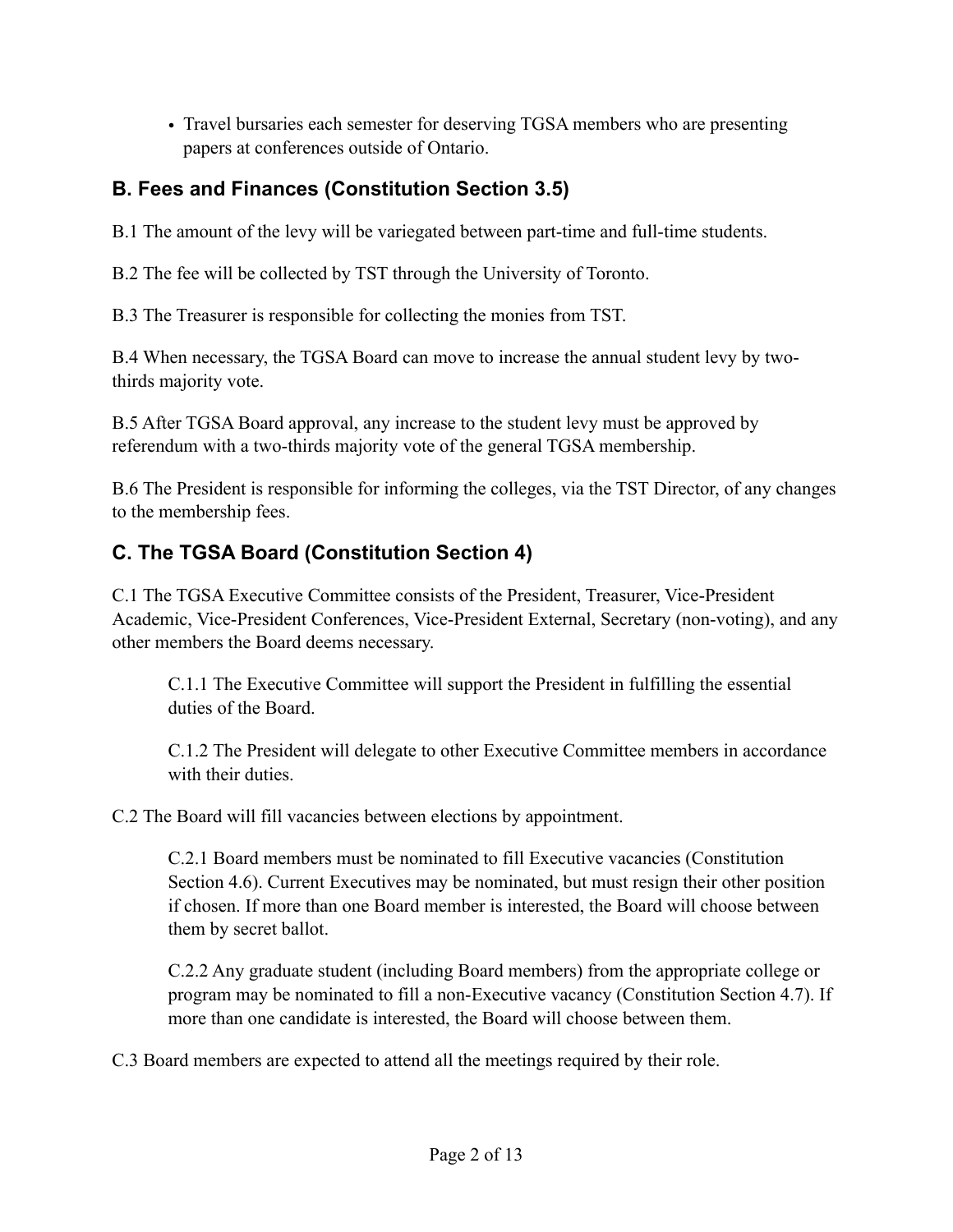- Travel bursaries each semester for deserving TGSA members who are presenting papers at conferences outside of Ontario.

## B. Fees and Finances (Constitution Section 3.5)

B.1 The amount of the levy will be variegated between part-time and full-time students.

B.2 The fee will be collected by TST through the University of Toronto.

B.3 The Treasurer is responsible for collecting the monies from TST.

B.4 When necessary, the TGSA Board can move to increase the annual student levy by two-thirds majority vote.

B.5 After TGSA Board approval, any increase to the student levy must be approved by referendum with a two-thirds majority vote of the general TGSA membership.

B.6 The President is responsible for informing the colleges, via the TST Director, of any changes to the membership fees.

## C. The TGSA Board (Constitution Section 4)

C.1 The TGSA Executive Committee consists of the President, Treasurer, Vice-President Academic, Vice-President Conferences, Vice-President External, Secretary (non-voting), and any other members the Board deems necessary.

> C.1.1 The Executive Committee will support the President in fulfilling the essential duties of the Board.
>
> C.1.2 The President will delegate to other Executive Committee members in accordance with their duties.

C.2 The Board will fill vacancies between elections by appointment.

> C.2.1 Board members must be nominated to fill Executive vacancies (Constitution Section 4.6). Current Executives may be nominated, but must resign their other position if chosen. If more than one Board member is interested, the Board will choose between them by secret ballot.
>
> C.2.2 Any graduate student (including Board members) from the appropriate college or program may be nominated to fill a non-Executive vacancy (Constitution Section 4.7). If more than one candidate is interested, the Board will choose between them.

C.3 Board members are expected to attend all the meetings required by their role.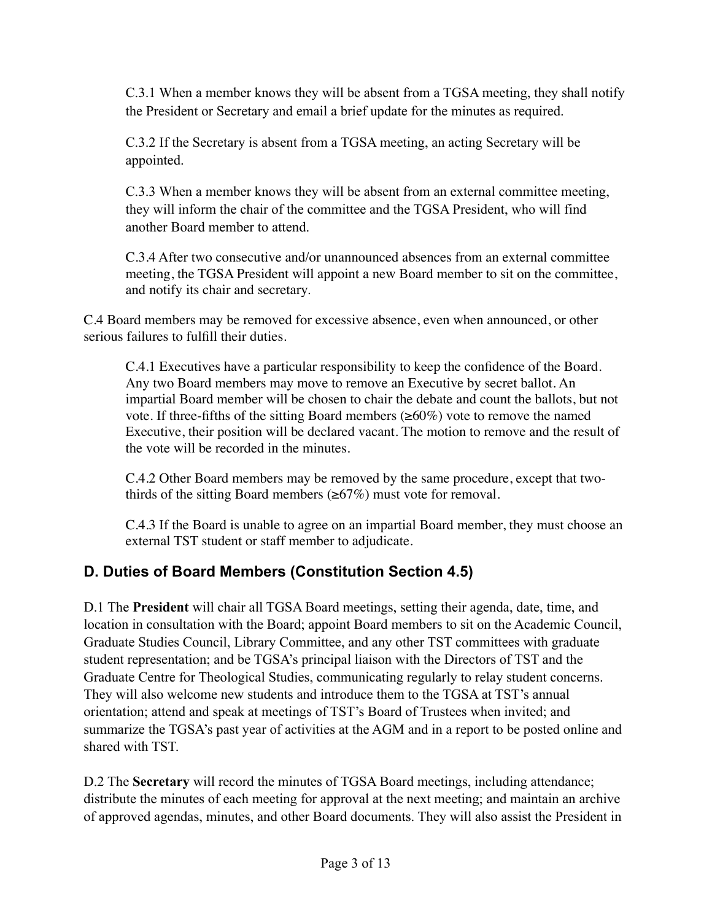C.3.1 When a member knows they will be absent from a TGSA meeting, they shall notify the President or Secretary and email a brief update for the minutes as required.

C.3.2 If the Secretary is absent from a TGSA meeting, an acting Secretary will be appointed.

C.3.3 When a member knows they will be absent from an external committee meeting, they will inform the chair of the committee and the TGSA President, who will find another Board member to attend.

C.3.4 After two consecutive and/or unannounced absences from an external committee meeting, the TGSA President will appoint a new Board member to sit on the committee, and notify its chair and secretary.

C.4 Board members may be removed for excessive absence, even when announced, or other serious failures to fulfill their duties.

C.4.1 Executives have a particular responsibility to keep the confidence of the Board. Any two Board members may move to remove an Executive by secret ballot. An impartial Board member will be chosen to chair the debate and count the ballots, but not vote. If three-fifths of the sitting Board members (≥60%) vote to remove the named Executive, their position will be declared vacant. The motion to remove and the result of the vote will be recorded in the minutes.

C.4.2 Other Board members may be removed by the same procedure, except that two-thirds of the sitting Board members (≥67%) must vote for removal.

C.4.3 If the Board is unable to agree on an impartial Board member, they must choose an external TST student or staff member to adjudicate.

## D. Duties of Board Members (Constitution Section 4.5)

D.1 The **President** will chair all TGSA Board meetings, setting their agenda, date, time, and location in consultation with the Board; appoint Board members to sit on the Academic Council, Graduate Studies Council, Library Committee, and any other TST committees with graduate student representation; and be TGSA's principal liaison with the Directors of TST and the Graduate Centre for Theological Studies, communicating regularly to relay student concerns. They will also welcome new students and introduce them to the TGSA at TST's annual orientation; attend and speak at meetings of TST's Board of Trustees when invited; and summarize the TGSA's past year of activities at the AGM and in a report to be posted online and shared with TST.

D.2 The **Secretary** will record the minutes of TGSA Board meetings, including attendance; distribute the minutes of each meeting for approval at the next meeting; and maintain an archive of approved agendas, minutes, and other Board documents. They will also assist the President in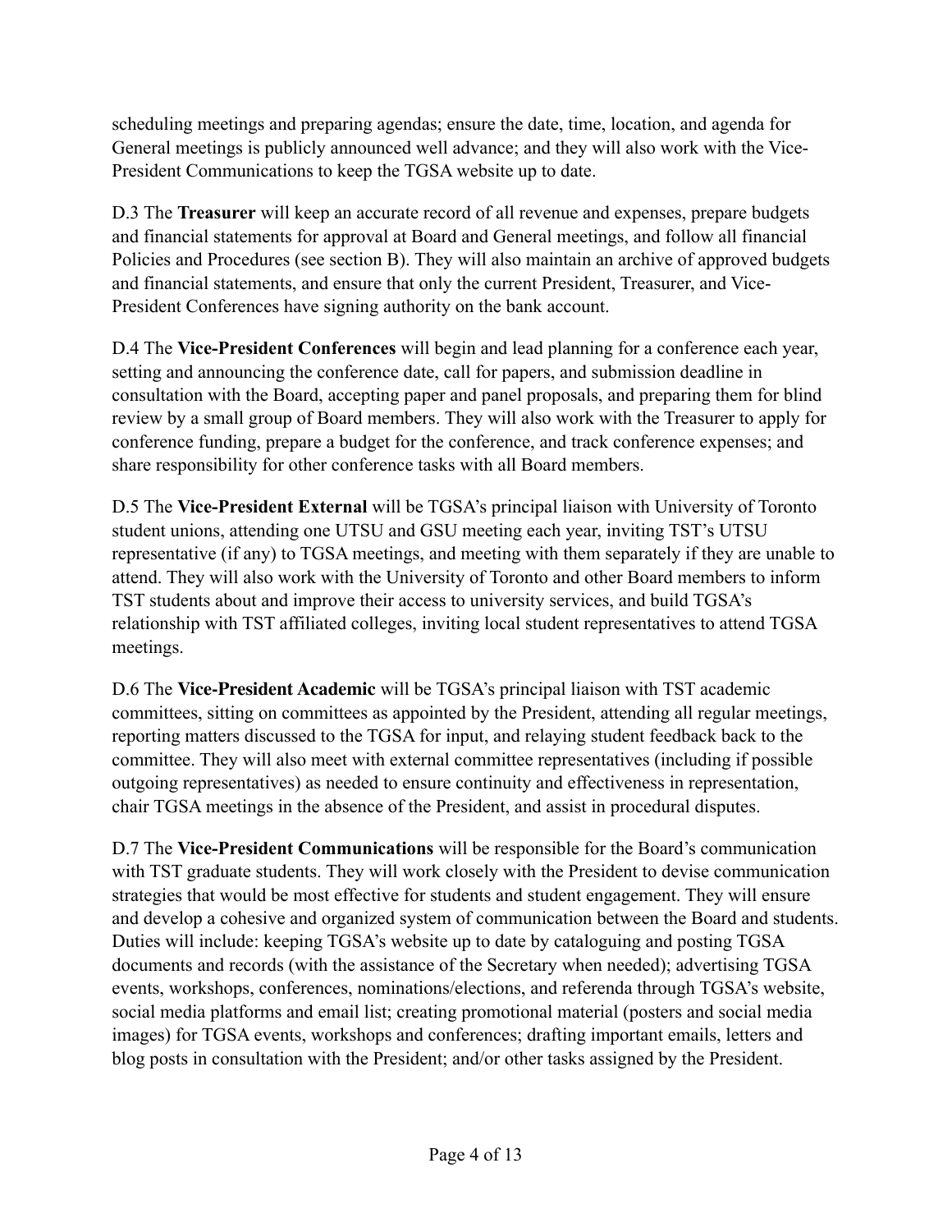scheduling meetings and preparing agendas; ensure the date, time, location, and agenda for General meetings is publicly announced well advance; and they will also work with the Vice-President Communications to keep the TGSA website up to date.

D.3 The **Treasurer** will keep an accurate record of all revenue and expenses, prepare budgets and financial statements for approval at Board and General meetings, and follow all financial Policies and Procedures (see section B). They will also maintain an archive of approved budgets and financial statements, and ensure that only the current President, Treasurer, and Vice-President Conferences have signing authority on the bank account.

D.4 The **Vice-President Conferences** will begin and lead planning for a conference each year, setting and announcing the conference date, call for papers, and submission deadline in consultation with the Board, accepting paper and panel proposals, and preparing them for blind review by a small group of Board members. They will also work with the Treasurer to apply for conference funding, prepare a budget for the conference, and track conference expenses; and share responsibility for other conference tasks with all Board members.

D.5 The **Vice-President External** will be TGSA's principal liaison with University of Toronto student unions, attending one UTSU and GSU meeting each year, inviting TST's UTSU representative (if any) to TGSA meetings, and meeting with them separately if they are unable to attend. They will also work with the University of Toronto and other Board members to inform TST students about and improve their access to university services, and build TGSA's relationship with TST affiliated colleges, inviting local student representatives to attend TGSA meetings.

D.6 The **Vice-President Academic** will be TGSA's principal liaison with TST academic committees, sitting on committees as appointed by the President, attending all regular meetings, reporting matters discussed to the TGSA for input, and relaying student feedback back to the committee. They will also meet with external committee representatives (including if possible outgoing representatives) as needed to ensure continuity and effectiveness in representation, chair TGSA meetings in the absence of the President, and assist in procedural disputes.

D.7 The **Vice-President Communications** will be responsible for the Board's communication with TST graduate students. They will work closely with the President to devise communication strategies that would be most effective for students and student engagement. They will ensure and develop a cohesive and organized system of communication between the Board and students. Duties will include: keeping TGSA's website up to date by cataloguing and posting TGSA documents and records (with the assistance of the Secretary when needed); advertising TGSA events, workshops, conferences, nominations/elections, and referenda through TGSA's website, social media platforms and email list; creating promotional material (posters and social media images) for TGSA events, workshops and conferences; drafting important emails, letters and blog posts in consultation with the President; and/or other tasks assigned by the President.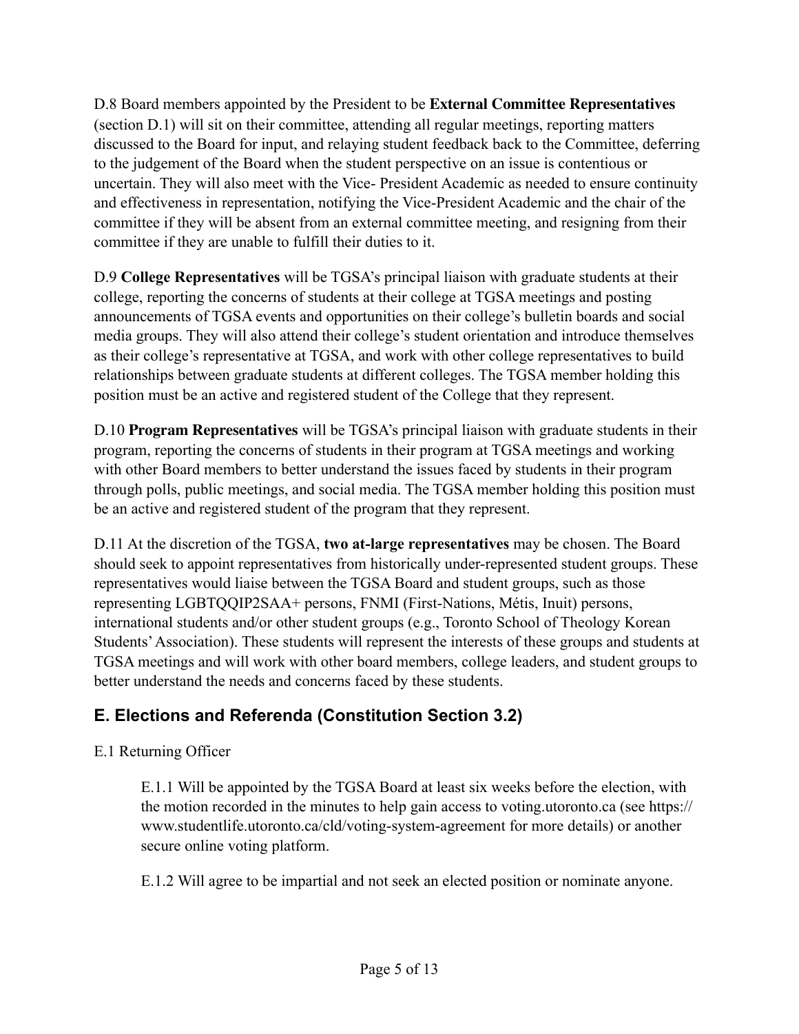D.8 Board members appointed by the President to be **External Committee Representatives** (section D.1) will sit on their committee, attending all regular meetings, reporting matters discussed to the Board for input, and relaying student feedback back to the Committee, deferring to the judgement of the Board when the student perspective on an issue is contentious or uncertain. They will also meet with the Vice- President Academic as needed to ensure continuity and effectiveness in representation, notifying the Vice-President Academic and the chair of the committee if they will be absent from an external committee meeting, and resigning from their committee if they are unable to fulfill their duties to it.

D.9 **College Representatives** will be TGSA's principal liaison with graduate students at their college, reporting the concerns of students at their college at TGSA meetings and posting announcements of TGSA events and opportunities on their college's bulletin boards and social media groups. They will also attend their college's student orientation and introduce themselves as their college's representative at TGSA, and work with other college representatives to build relationships between graduate students at different colleges. The TGSA member holding this position must be an active and registered student of the College that they represent.

D.10 **Program Representatives** will be TGSA's principal liaison with graduate students in their program, reporting the concerns of students in their program at TGSA meetings and working with other Board members to better understand the issues faced by students in their program through polls, public meetings, and social media. The TGSA member holding this position must be an active and registered student of the program that they represent.

D.11 At the discretion of the TGSA, **two at-large representatives** may be chosen. The Board should seek to appoint representatives from historically under-represented student groups. These representatives would liaise between the TGSA Board and student groups, such as those representing LGBTQQIP2SAA+ persons, FNMI (First-Nations, Métis, Inuit) persons, international students and/or other student groups (e.g., Toronto School of Theology Korean Students' Association). These students will represent the interests of these groups and students at TGSA meetings and will work with other board members, college leaders, and student groups to better understand the needs and concerns faced by these students.

## E. Elections and Referenda (Constitution Section 3.2)

E.1 Returning Officer

E.1.1 Will be appointed by the TGSA Board at least six weeks before the election, with the motion recorded in the minutes to help gain access to voting.utoronto.ca (see https://www.studentlife.utoronto.ca/cld/voting-system-agreement for more details) or another secure online voting platform.

E.1.2 Will agree to be impartial and not seek an elected position or nominate anyone.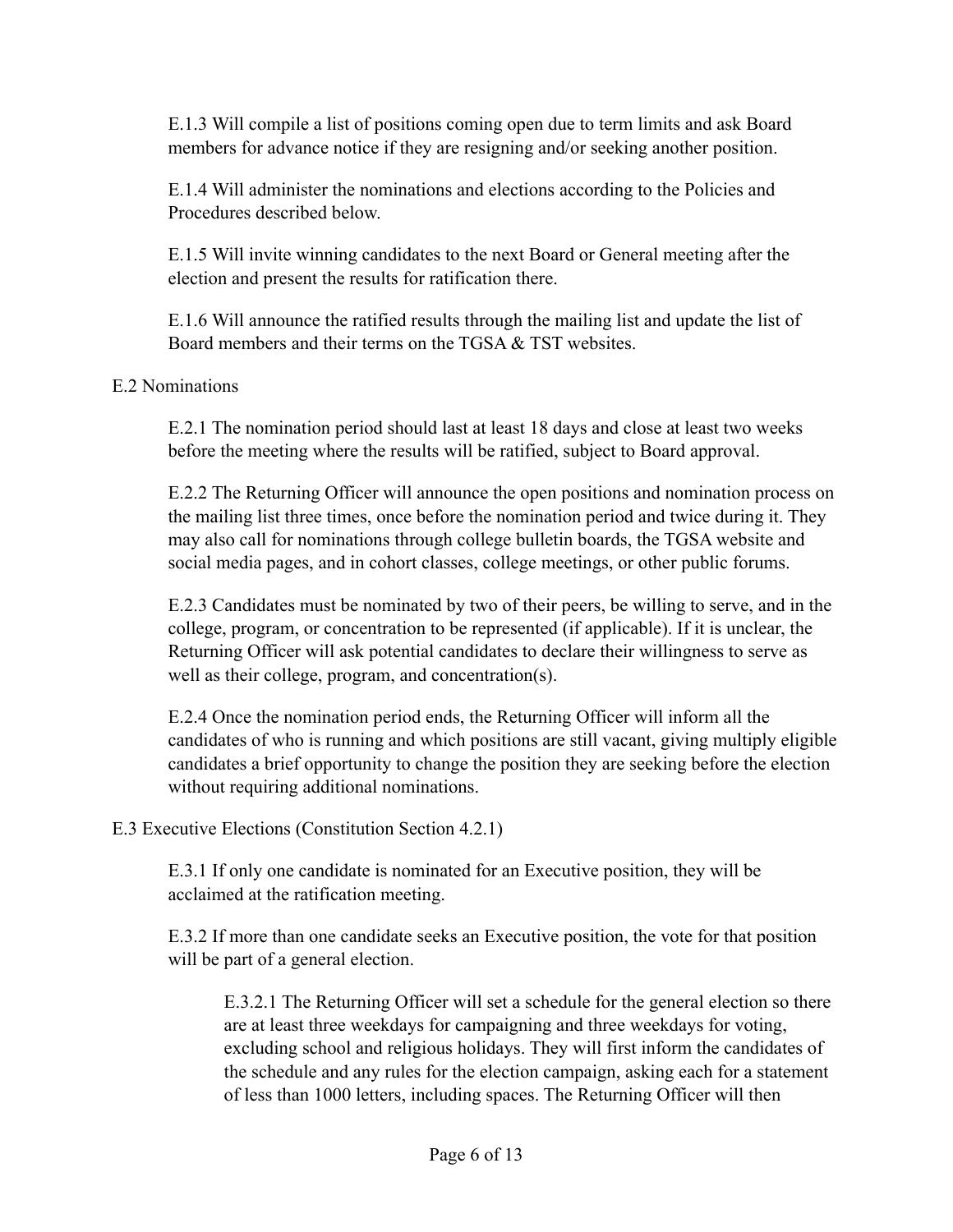E.1.3 Will compile a list of positions coming open due to term limits and ask Board members for advance notice if they are resigning and/or seeking another position.

E.1.4 Will administer the nominations and elections according to the Policies and Procedures described below.

E.1.5 Will invite winning candidates to the next Board or General meeting after the election and present the results for ratification there.

E.1.6 Will announce the ratified results through the mailing list and update the list of Board members and their terms on the TGSA & TST websites.

E.2 Nominations

E.2.1 The nomination period should last at least 18 days and close at least two weeks before the meeting where the results will be ratified, subject to Board approval.

E.2.2 The Returning Officer will announce the open positions and nomination process on the mailing list three times, once before the nomination period and twice during it. They may also call for nominations through college bulletin boards, the TGSA website and social media pages, and in cohort classes, college meetings, or other public forums.

E.2.3 Candidates must be nominated by two of their peers, be willing to serve, and in the college, program, or concentration to be represented (if applicable). If it is unclear, the Returning Officer will ask potential candidates to declare their willingness to serve as well as their college, program, and concentration(s).

E.2.4 Once the nomination period ends, the Returning Officer will inform all the candidates of who is running and which positions are still vacant, giving multiply eligible candidates a brief opportunity to change the position they are seeking before the election without requiring additional nominations.

E.3 Executive Elections (Constitution Section 4.2.1)

E.3.1 If only one candidate is nominated for an Executive position, they will be acclaimed at the ratification meeting.

E.3.2 If more than one candidate seeks an Executive position, the vote for that position will be part of a general election.

E.3.2.1 The Returning Officer will set a schedule for the general election so there are at least three weekdays for campaigning and three weekdays for voting, excluding school and religious holidays. They will first inform the candidates of the schedule and any rules for the election campaign, asking each for a statement of less than 1000 letters, including spaces. The Returning Officer will then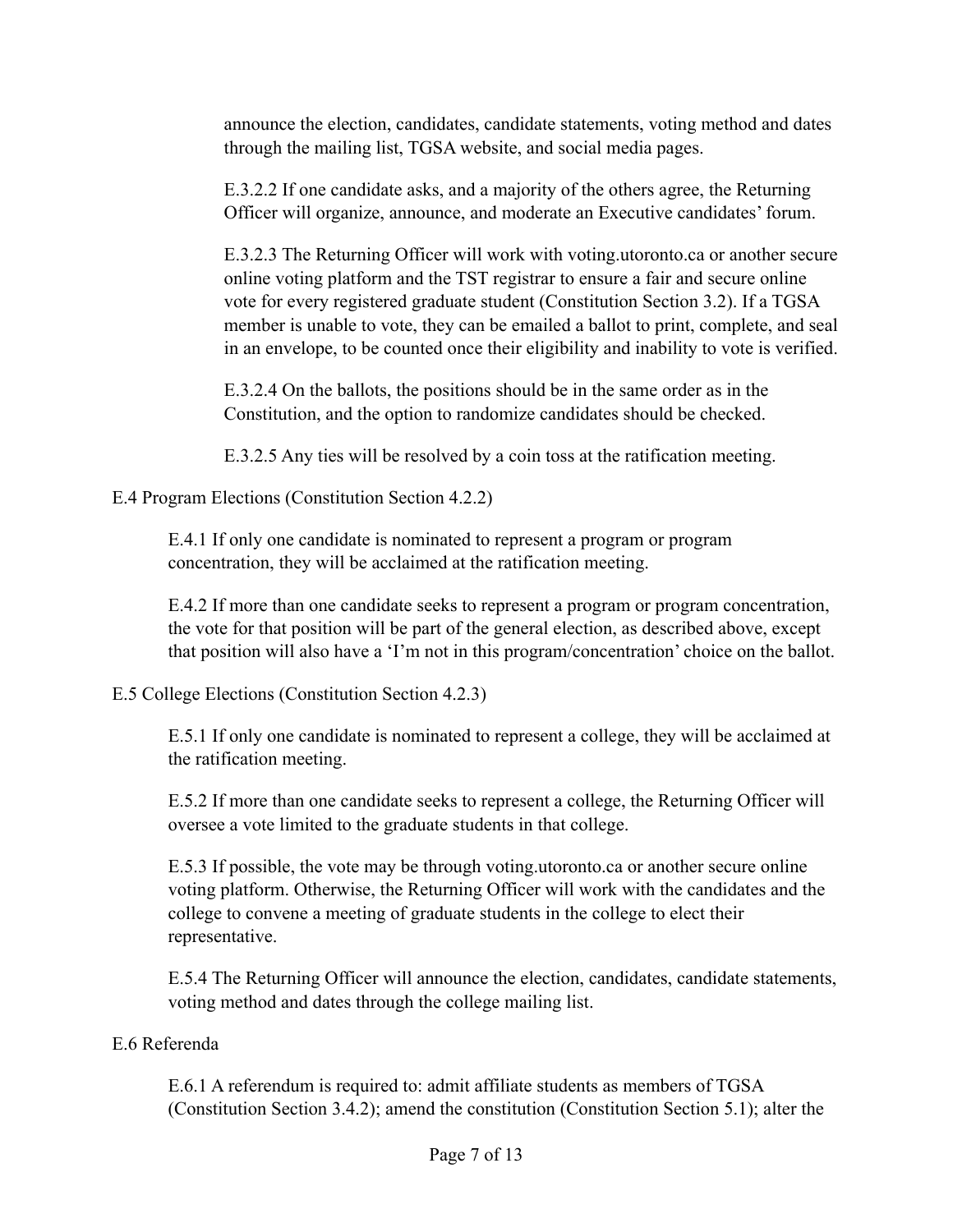announce the election, candidates, candidate statements, voting method and dates through the mailing list, TGSA website, and social media pages.

E.3.2.2 If one candidate asks, and a majority of the others agree, the Returning Officer will organize, announce, and moderate an Executive candidates' forum.

E.3.2.3 The Returning Officer will work with voting.utoronto.ca or another secure online voting platform and the TST registrar to ensure a fair and secure online vote for every registered graduate student (Constitution Section 3.2). If a TGSA member is unable to vote, they can be emailed a ballot to print, complete, and seal in an envelope, to be counted once their eligibility and inability to vote is verified.

E.3.2.4 On the ballots, the positions should be in the same order as in the Constitution, and the option to randomize candidates should be checked.

E.3.2.5 Any ties will be resolved by a coin toss at the ratification meeting.

E.4 Program Elections (Constitution Section 4.2.2)

E.4.1 If only one candidate is nominated to represent a program or program concentration, they will be acclaimed at the ratification meeting.

E.4.2 If more than one candidate seeks to represent a program or program concentration, the vote for that position will be part of the general election, as described above, except that position will also have a 'I'm not in this program/concentration' choice on the ballot.

E.5 College Elections (Constitution Section 4.2.3)

E.5.1 If only one candidate is nominated to represent a college, they will be acclaimed at the ratification meeting.

E.5.2 If more than one candidate seeks to represent a college, the Returning Officer will oversee a vote limited to the graduate students in that college.

E.5.3 If possible, the vote may be through voting.utoronto.ca or another secure online voting platform. Otherwise, the Returning Officer will work with the candidates and the college to convene a meeting of graduate students in the college to elect their representative.

E.5.4 The Returning Officer will announce the election, candidates, candidate statements, voting method and dates through the college mailing list.

E.6 Referenda

E.6.1 A referendum is required to: admit affiliate students as members of TGSA (Constitution Section 3.4.2); amend the constitution (Constitution Section 5.1); alter the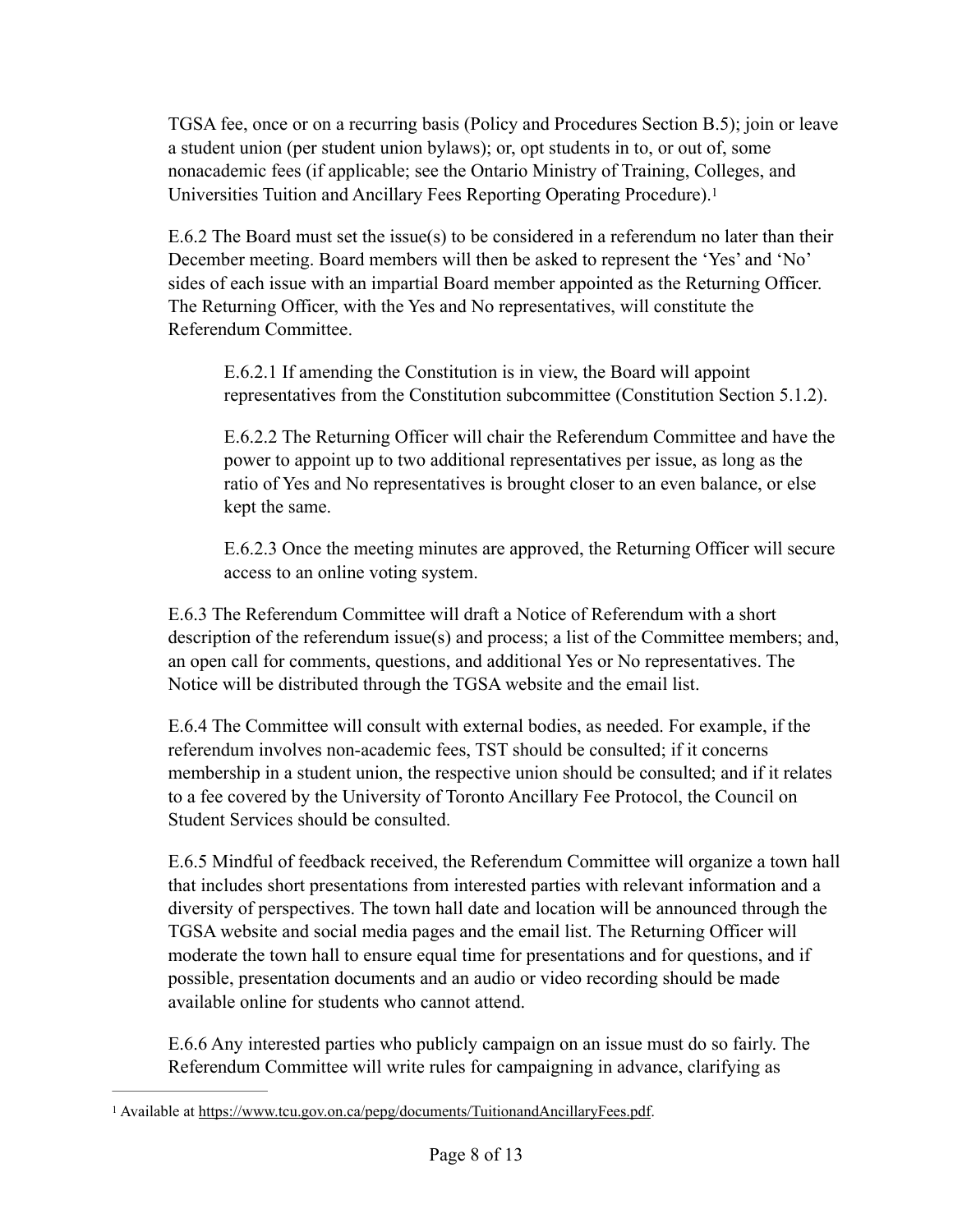TGSA fee, once or on a recurring basis (Policy and Procedures Section B.5); join or leave a student union (per student union bylaws); or, opt students in to, or out of, some nonacademic fees (if applicable; see the Ontario Ministry of Training, Colleges, and Universities Tuition and Ancillary Fees Reporting Operating Procedure).[1]

E.6.2 The Board must set the issue(s) to be considered in a referendum no later than their December meeting. Board members will then be asked to represent the 'Yes' and 'No' sides of each issue with an impartial Board member appointed as the Returning Officer. The Returning Officer, with the Yes and No representatives, will constitute the Referendum Committee.

> E.6.2.1 If amending the Constitution is in view, the Board will appoint representatives from the Constitution subcommittee (Constitution Section 5.1.2).
>
> E.6.2.2 The Returning Officer will chair the Referendum Committee and have the power to appoint up to two additional representatives per issue, as long as the ratio of Yes and No representatives is brought closer to an even balance, or else kept the same.
>
> E.6.2.3 Once the meeting minutes are approved, the Returning Officer will secure access to an online voting system.

E.6.3 The Referendum Committee will draft a Notice of Referendum with a short description of the referendum issue(s) and process; a list of the Committee members; and, an open call for comments, questions, and additional Yes or No representatives. The Notice will be distributed through the TGSA website and the email list.

E.6.4 The Committee will consult with external bodies, as needed. For example, if the referendum involves non-academic fees, TST should be consulted; if it concerns membership in a student union, the respective union should be consulted; and if it relates to a fee covered by the University of Toronto Ancillary Fee Protocol, the Council on Student Services should be consulted.

E.6.5 Mindful of feedback received, the Referendum Committee will organize a town hall that includes short presentations from interested parties with relevant information and a diversity of perspectives. The town hall date and location will be announced through the TGSA website and social media pages and the email list. The Returning Officer will moderate the town hall to ensure equal time for presentations and for questions, and if possible, presentation documents and an audio or video recording should be made available online for students who cannot attend.

E.6.6 Any interested parties who publicly campaign on an issue must do so fairly. The Referendum Committee will write rules for campaigning in advance, clarifying as

---

[1] Available at https://www.tcu.gov.on.ca/pepg/documents/TuitionandAncillaryFees.pdf.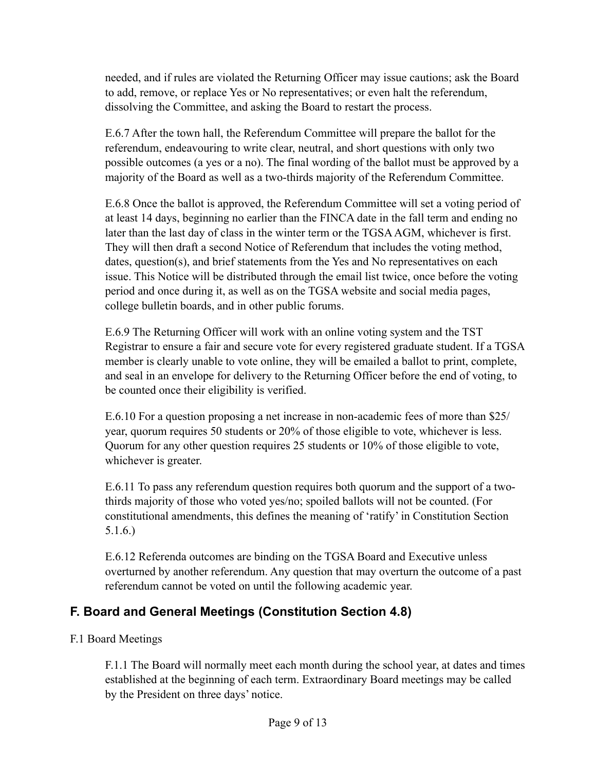needed, and if rules are violated the Returning Officer may issue cautions; ask the Board to add, remove, or replace Yes or No representatives; or even halt the referendum, dissolving the Committee, and asking the Board to restart the process.

E.6.7 After the town hall, the Referendum Committee will prepare the ballot for the referendum, endeavouring to write clear, neutral, and short questions with only two possible outcomes (a yes or a no). The final wording of the ballot must be approved by a majority of the Board as well as a two-thirds majority of the Referendum Committee.

E.6.8 Once the ballot is approved, the Referendum Committee will set a voting period of at least 14 days, beginning no earlier than the FINCA date in the fall term and ending no later than the last day of class in the winter term or the TGSA AGM, whichever is first. They will then draft a second Notice of Referendum that includes the voting method, dates, question(s), and brief statements from the Yes and No representatives on each issue. This Notice will be distributed through the email list twice, once before the voting period and once during it, as well as on the TGSA website and social media pages, college bulletin boards, and in other public forums.

E.6.9 The Returning Officer will work with an online voting system and the TST Registrar to ensure a fair and secure vote for every registered graduate student. If a TGSA member is clearly unable to vote online, they will be emailed a ballot to print, complete, and seal in an envelope for delivery to the Returning Officer before the end of voting, to be counted once their eligibility is verified.

E.6.10 For a question proposing a net increase in non-academic fees of more than $25/year, quorum requires 50 students or 20% of those eligible to vote, whichever is less. Quorum for any other question requires 25 students or 10% of those eligible to vote, whichever is greater.

E.6.11 To pass any referendum question requires both quorum and the support of a two-thirds majority of those who voted yes/no; spoiled ballots will not be counted. (For constitutional amendments, this defines the meaning of 'ratify' in Constitution Section 5.1.6.)

E.6.12 Referenda outcomes are binding on the TGSA Board and Executive unless overturned by another referendum. Any question that may overturn the outcome of a past referendum cannot be voted on until the following academic year.

## F. Board and General Meetings (Constitution Section 4.8)

F.1 Board Meetings

F.1.1 The Board will normally meet each month during the school year, at dates and times established at the beginning of each term. Extraordinary Board meetings may be called by the President on three days' notice.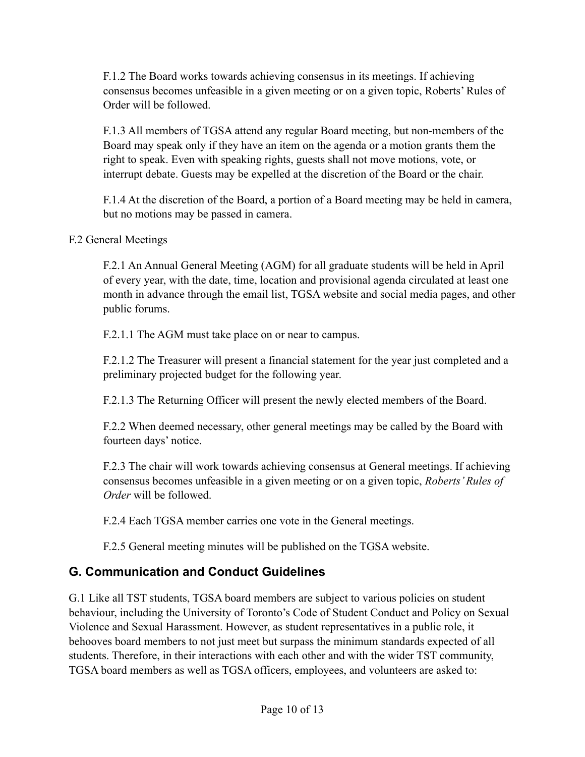F.1.2 The Board works towards achieving consensus in its meetings. If achieving consensus becomes unfeasible in a given meeting or on a given topic, Roberts' Rules of Order will be followed.

F.1.3 All members of TGSA attend any regular Board meeting, but non-members of the Board may speak only if they have an item on the agenda or a motion grants them the right to speak. Even with speaking rights, guests shall not move motions, vote, or interrupt debate. Guests may be expelled at the discretion of the Board or the chair.

F.1.4 At the discretion of the Board, a portion of a Board meeting may be held in camera, but no motions may be passed in camera.

F.2 General Meetings

F.2.1 An Annual General Meeting (AGM) for all graduate students will be held in April of every year, with the date, time, location and provisional agenda circulated at least one month in advance through the email list, TGSA website and social media pages, and other public forums.

F.2.1.1 The AGM must take place on or near to campus.

F.2.1.2 The Treasurer will present a financial statement for the year just completed and a preliminary projected budget for the following year.

F.2.1.3 The Returning Officer will present the newly elected members of the Board.

F.2.2 When deemed necessary, other general meetings may be called by the Board with fourteen days' notice.

F.2.3 The chair will work towards achieving consensus at General meetings. If achieving consensus becomes unfeasible in a given meeting or on a given topic, *Roberts' Rules of Order* will be followed.

F.2.4 Each TGSA member carries one vote in the General meetings.

F.2.5 General meeting minutes will be published on the TGSA website.

## G. Communication and Conduct Guidelines

G.1 Like all TST students, TGSA board members are subject to various policies on student behaviour, including the University of Toronto's Code of Student Conduct and Policy on Sexual Violence and Sexual Harassment. However, as student representatives in a public role, it behooves board members to not just meet but surpass the minimum standards expected of all students. Therefore, in their interactions with each other and with the wider TST community, TGSA board members as well as TGSA officers, employees, and volunteers are asked to: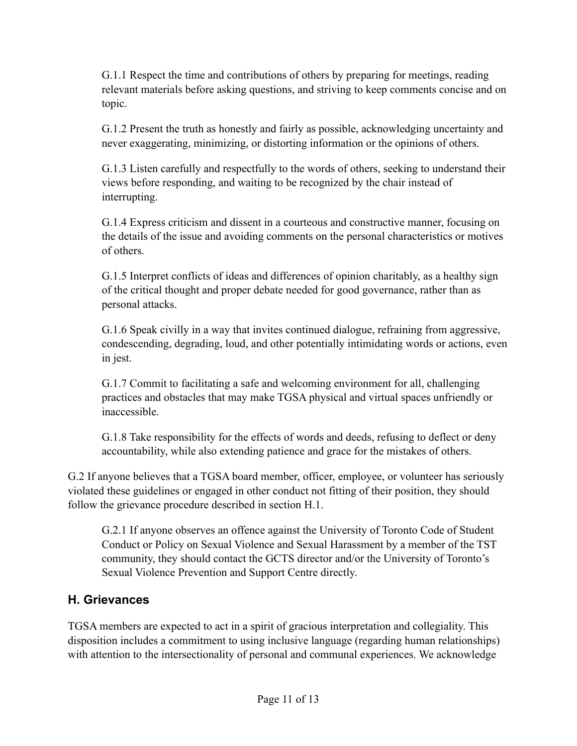G.1.1 Respect the time and contributions of others by preparing for meetings, reading relevant materials before asking questions, and striving to keep comments concise and on topic.

G.1.2 Present the truth as honestly and fairly as possible, acknowledging uncertainty and never exaggerating, minimizing, or distorting information or the opinions of others.

G.1.3 Listen carefully and respectfully to the words of others, seeking to understand their views before responding, and waiting to be recognized by the chair instead of interrupting.

G.1.4 Express criticism and dissent in a courteous and constructive manner, focusing on the details of the issue and avoiding comments on the personal characteristics or motives of others.

G.1.5 Interpret conflicts of ideas and differences of opinion charitably, as a healthy sign of the critical thought and proper debate needed for good governance, rather than as personal attacks.

G.1.6 Speak civilly in a way that invites continued dialogue, refraining from aggressive, condescending, degrading, loud, and other potentially intimidating words or actions, even in jest.

G.1.7 Commit to facilitating a safe and welcoming environment for all, challenging practices and obstacles that may make TGSA physical and virtual spaces unfriendly or inaccessible.

G.1.8 Take responsibility for the effects of words and deeds, refusing to deflect or deny accountability, while also extending patience and grace for the mistakes of others.

G.2 If anyone believes that a TGSA board member, officer, employee, or volunteer has seriously violated these guidelines or engaged in other conduct not fitting of their position, they should follow the grievance procedure described in section H.1.

G.2.1 If anyone observes an offence against the University of Toronto Code of Student Conduct or Policy on Sexual Violence and Sexual Harassment by a member of the TST community, they should contact the GCTS director and/or the University of Toronto's Sexual Violence Prevention and Support Centre directly.

## H. Grievances

TGSA members are expected to act in a spirit of gracious interpretation and collegiality. This disposition includes a commitment to using inclusive language (regarding human relationships) with attention to the intersectionality of personal and communal experiences. We acknowledge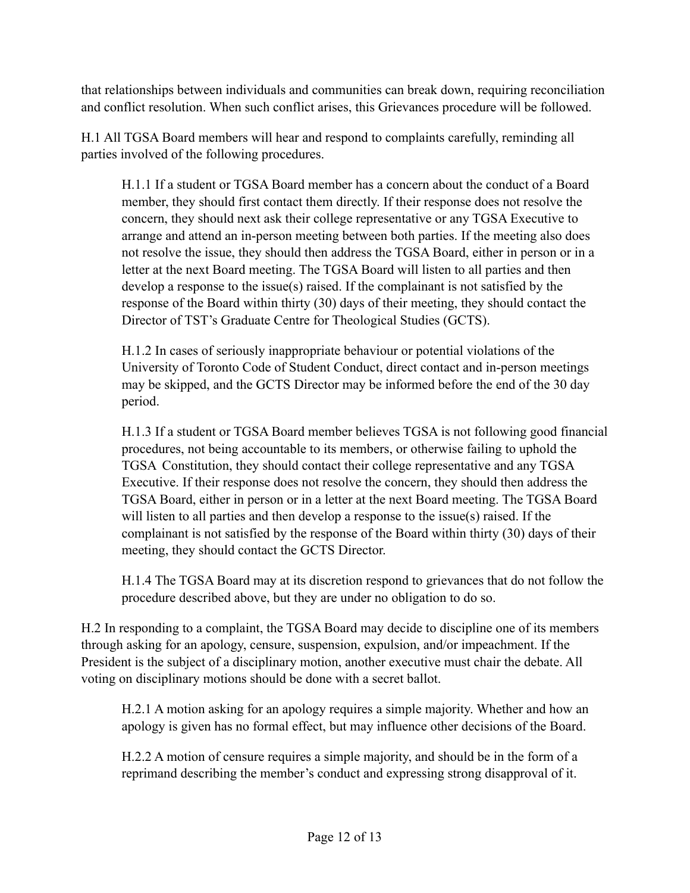that relationships between individuals and communities can break down, requiring reconciliation and conflict resolution. When such conflict arises, this Grievances procedure will be followed.

H.1 All TGSA Board members will hear and respond to complaints carefully, reminding all parties involved of the following procedures.

> H.1.1 If a student or TGSA Board member has a concern about the conduct of a Board member, they should first contact them directly. If their response does not resolve the concern, they should next ask their college representative or any TGSA Executive to arrange and attend an in-person meeting between both parties. If the meeting also does not resolve the issue, they should then address the TGSA Board, either in person or in a letter at the next Board meeting. The TGSA Board will listen to all parties and then develop a response to the issue(s) raised. If the complainant is not satisfied by the response of the Board within thirty (30) days of their meeting, they should contact the Director of TST's Graduate Centre for Theological Studies (GCTS).
>
> H.1.2 In cases of seriously inappropriate behaviour or potential violations of the University of Toronto Code of Student Conduct, direct contact and in-person meetings may be skipped, and the GCTS Director may be informed before the end of the 30 day period.
>
> H.1.3 If a student or TGSA Board member believes TGSA is not following good financial procedures, not being accountable to its members, or otherwise failing to uphold the TGSA Constitution, they should contact their college representative and any TGSA Executive. If their response does not resolve the concern, they should then address the TGSA Board, either in person or in a letter at the next Board meeting. The TGSA Board will listen to all parties and then develop a response to the issue(s) raised. If the complainant is not satisfied by the response of the Board within thirty (30) days of their meeting, they should contact the GCTS Director.
>
> H.1.4 The TGSA Board may at its discretion respond to grievances that do not follow the procedure described above, but they are under no obligation to do so.

H.2 In responding to a complaint, the TGSA Board may decide to discipline one of its members through asking for an apology, censure, suspension, expulsion, and/or impeachment. If the President is the subject of a disciplinary motion, another executive must chair the debate. All voting on disciplinary motions should be done with a secret ballot.

> H.2.1 A motion asking for an apology requires a simple majority. Whether and how an apology is given has no formal effect, but may influence other decisions of the Board.
>
> H.2.2 A motion of censure requires a simple majority, and should be in the form of a reprimand describing the member's conduct and expressing strong disapproval of it.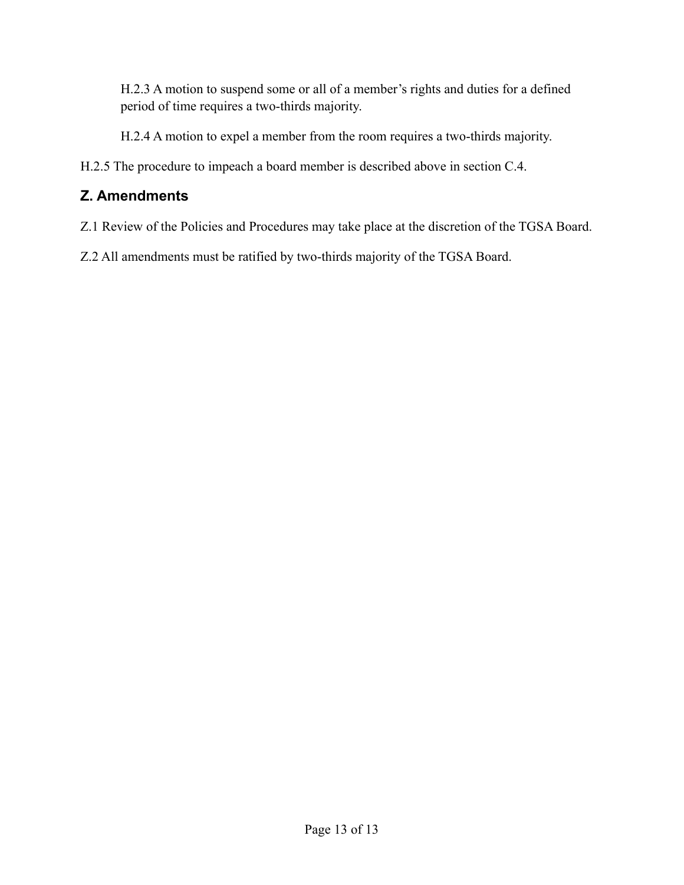H.2.3 A motion to suspend some or all of a member's rights and duties for a defined period of time requires a two-thirds majority.

H.2.4 A motion to expel a member from the room requires a two-thirds majority.

H.2.5 The procedure to impeach a board member is described above in section C.4.

## Z. Amendments

Z.1 Review of the Policies and Procedures may take place at the discretion of the TGSA Board.

Z.2 All amendments must be ratified by two-thirds majority of the TGSA Board.